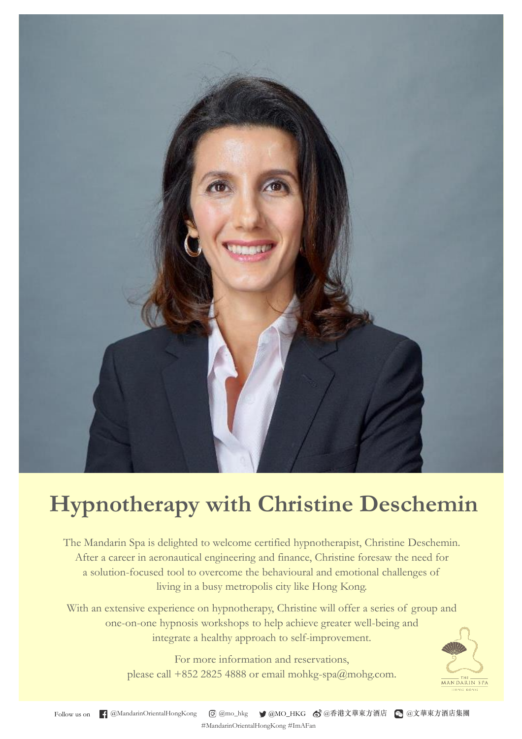# Hypnotherapy with Christine Deschemin

The Mandarin Spa is delighted to welcome certified hypnotherapist, Christine Deschemin. After a career in aeronautical engineering and finance, Christine foresaw the need for a solution-focused tool to overcome the behavioural and emotional challenges of living in a busy metropolis city like Hong Kong.

With an extensive experience on hypnotherapy, Christine will offer a series of group and one-on-one hypnosis workshops to help achieve greater well-being and integrate a healthy approach to self-improvement.

For more information and reservations, please call +852 2825 4888 or email mohkg-spa@mohg.com.

THE MANDARIN SPA
HONG KONG

Follow us on @MandarinOrientalHongKong @mo_hkg @MO_HKG @香港文華東方酒店 @文華東方酒店集團

#MandarinOrientalHongKong #ImAFan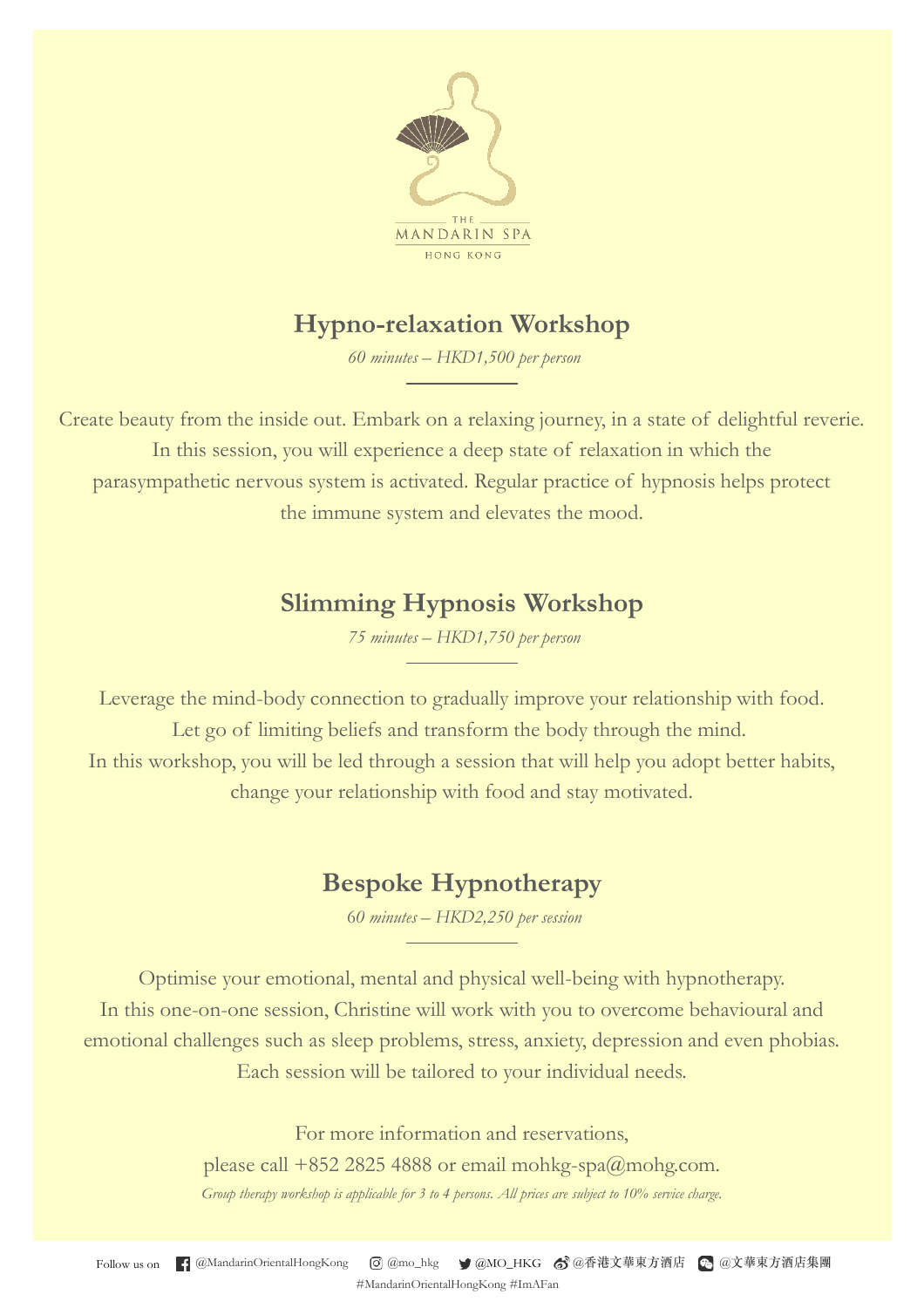THE MANDARIN SPA

HONG KONG

## Hypno-relaxation Workshop

*60 minutes – HKD1,500 per person*

Create beauty from the inside out. Embark on a relaxing journey, in a state of delightful reverie. In this session, you will experience a deep state of relaxation in which the parasympathetic nervous system is activated. Regular practice of hypnosis helps protect the immune system and elevates the mood.

## Slimming Hypnosis Workshop

*75 minutes – HKD1,750 per person*

Leverage the mind-body connection to gradually improve your relationship with food. Let go of limiting beliefs and transform the body through the mind. In this workshop, you will be led through a session that will help you adopt better habits, change your relationship with food and stay motivated.

## Bespoke Hypnotherapy

*60 minutes – HKD2,250 per session*

Optimise your emotional, mental and physical well-being with hypnotherapy. In this one-on-one session, Christine will work with you to overcome behavioural and emotional challenges such as sleep problems, stress, anxiety, depression and even phobias. Each session will be tailored to your individual needs.

For more information and reservations,
please call +852 2825 4888 or email mohkg-spa@mohg.com.

*Group therapy workshop is applicable for 3 to 4 persons. All prices are subject to 10% service charge.*

Follow us on @MandarinOrientalHongKong @mo_hkg @MO_HKG @香港文華東方酒店 @文華東方酒店集團

#MandarinOrientalHongKong #ImAFan